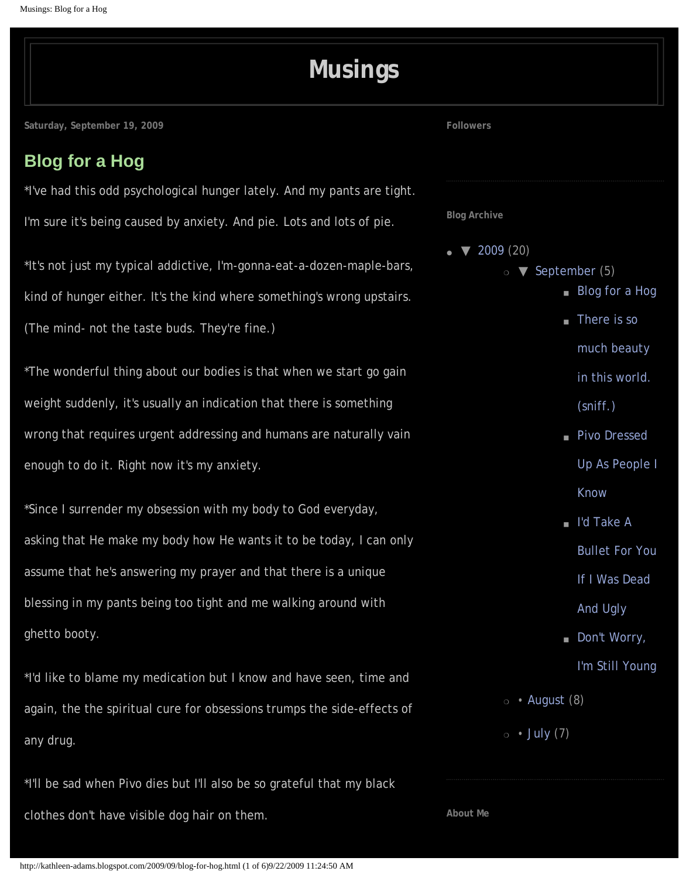# Musings

Saturday, September 19, 2009

## Blog for a Hog

*I've had this odd psychological hunger lately. And my pants are tight. I'm sure it's being caused by anxiety. And pie. Lots and lots of pie.

*It's not just my typical addictive, I'm-gonna-eat-a-dozen-maple-bars, kind of hunger either. It's the kind where something's wrong upstairs. (The mind- not the taste buds. They're fine.)

*The wonderful thing about our bodies is that when we start go gain weight suddenly, it's usually an indication that there is something wrong that requires urgent addressing and humans are naturally vain enough to do it. Right now it's my anxiety.

*Since I surrender my obsession with my body to God everyday, asking that He make my body how He wants it to be today, I can only assume that he's answering my prayer and that there is a unique blessing in my pants being too tight and me walking around with ghetto booty.

*I'd like to blame my medication but I know and have seen, time and again, the the spiritual cure for obsessions trumps the side-effects of any drug.

*I'll be sad when Pivo dies but I'll also be so grateful that my black clothes don't have visible dog hair on them.

**Followers**

**Blog Archive**

- ▼ 2009 (20)
  - ▼ September (5)
    - Blog for a Hog
    - There is so much beauty in this world. (sniff.)
    - Pivo Dressed Up As People I Know
    - I'd Take A Bullet For You If I Was Dead And Ugly
    - Don't Worry, I'm Still Young
  - • August (8)
  - • July (7)

**About Me**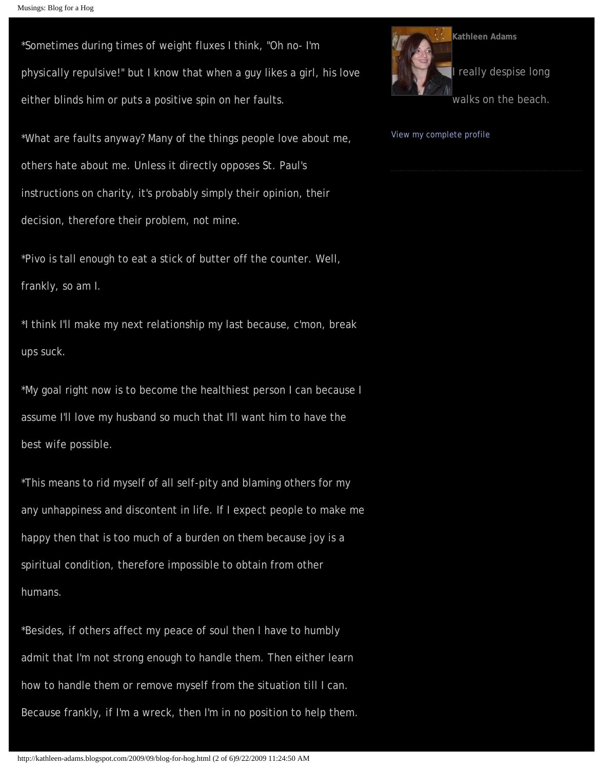*Sometimes during times of weight fluxes I think, "Oh no- I'm physically repulsive!" but I know that when a guy likes a girl, his love either blinds him or puts a positive spin on her faults.

*What are faults anyway? Many of the things people love about me, others hate about me. Unless it directly opposes St. Paul's instructions on charity, it's probably simply their opinion, their decision, therefore their problem, not mine.

*Pivo is tall enough to eat a stick of butter off the counter. Well, frankly, so am I.

*I think I'll make my next relationship my last because, c'mon, break ups suck.

*My goal right now is to become the healthiest person I can because I assume I'll love my husband so much that I'll want him to have the best wife possible.

*This means to rid myself of all self-pity and blaming others for my any unhappiness and discontent in life. If I expect people to make me happy then that is too much of a burden on them because joy is a spiritual condition, therefore impossible to obtain from other humans.

*Besides, if others affect my peace of soul then I have to humbly admit that I'm not strong enough to handle them. Then either learn how to handle them or remove myself from the situation till I can. Because frankly, if I'm a wreck, then I'm in no position to help them.

**Kathleen Adams**

I really despise long walks on the beach.

View my complete profile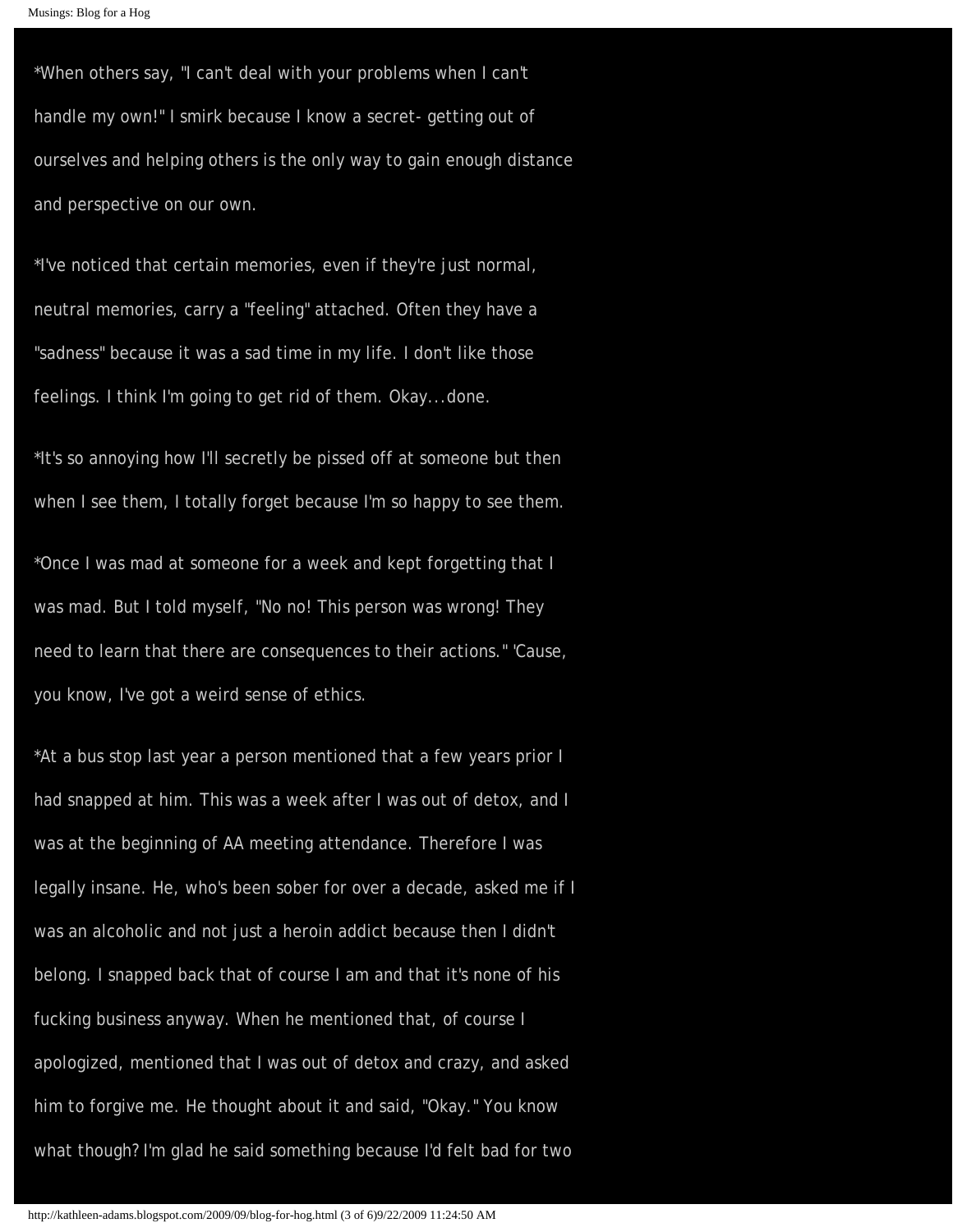*When others say, "I can't deal with your problems when I can't handle my own!" I smirk because I know a secret- getting out of ourselves and helping others is the only way to gain enough distance and perspective on our own.

*I've noticed that certain memories, even if they're just normal, neutral memories, carry a "feeling" attached. Often they have a "sadness" because it was a sad time in my life. I don't like those feelings. I think I'm going to get rid of them. Okay...done.

*It's so annoying how I'll secretly be pissed off at someone but then when I see them, I totally forget because I'm so happy to see them.

*Once I was mad at someone for a week and kept forgetting that I was mad. But I told myself, "No no! This person was wrong! They need to learn that there are consequences to their actions." 'Cause, you know, I've got a weird sense of ethics.

*At a bus stop last year a person mentioned that a few years prior I had snapped at him. This was a week after I was out of detox, and I was at the beginning of AA meeting attendance. Therefore I was legally insane. He, who's been sober for over a decade, asked me if I was an alcoholic and not just a heroin addict because then I didn't belong. I snapped back that of course I am and that it's none of his fucking business anyway. When he mentioned that, of course I apologized, mentioned that I was out of detox and crazy, and asked him to forgive me. He thought about it and said, "Okay." You know what though? I'm glad he said something because I'd felt bad for two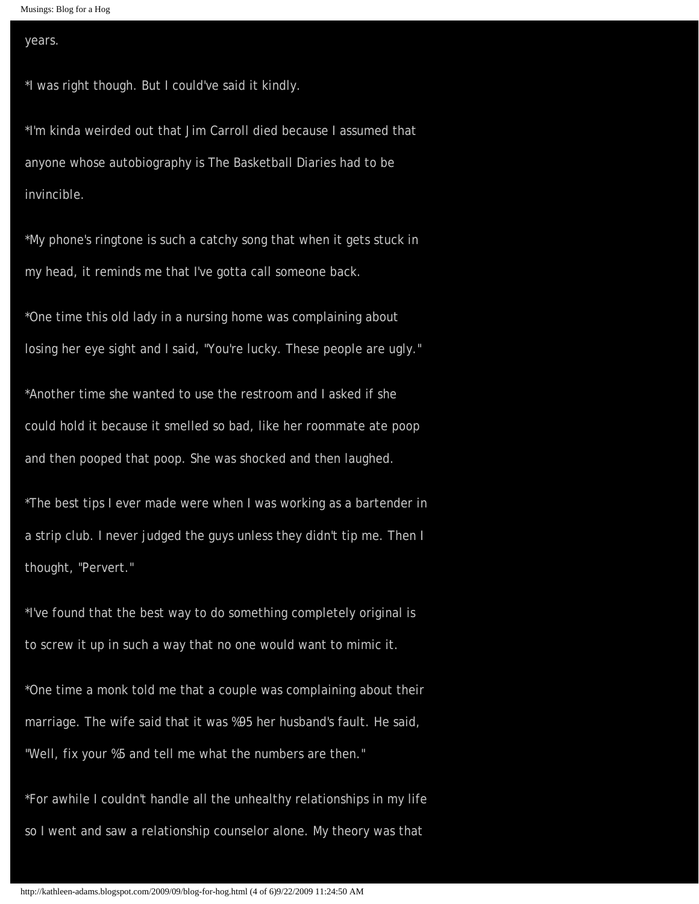years.

*I was right though. But I could've said it kindly.

*I'm kinda weirded out that Jim Carroll died because I assumed that anyone whose autobiography is The Basketball Diaries had to be invincible.

*My phone's ringtone is such a catchy song that when it gets stuck in my head, it reminds me that I've gotta call someone back.

*One time this old lady in a nursing home was complaining about losing her eye sight and I said, "You're lucky. These people are ugly."

*Another time she wanted to use the restroom and I asked if she could hold it because it smelled so bad, like her roommate ate poop and then pooped that poop. She was shocked and then laughed.

*The best tips I ever made were when I was working as a bartender in a strip club. I never judged the guys unless they didn't tip me. Then I thought, "Pervert."

*I've found that the best way to do something completely original is to screw it up in such a way that no one would want to mimic it.

*One time a monk told me that a couple was complaining about their marriage. The wife said that it was %95 her husband's fault. He said, "Well, fix your %5 and tell me what the numbers are then."

*For awhile I couldn't handle all the unhealthy relationships in my life so I went and saw a relationship counselor alone. My theory was that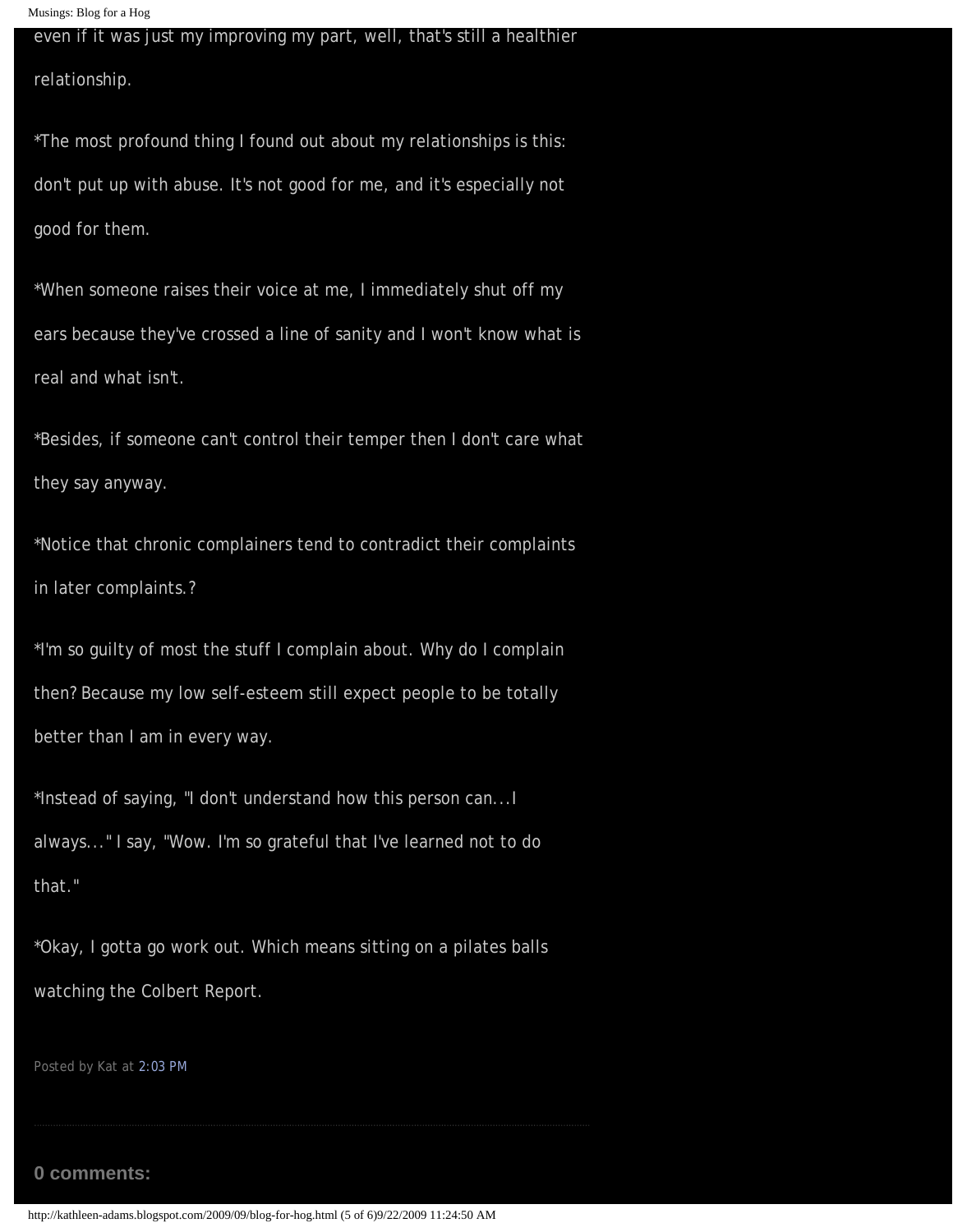even if it was just my improving my part, well, that's still a healthier relationship.

*The most profound thing I found out about my relationships is this: don't put up with abuse. It's not good for me, and it's especially not good for them.

*When someone raises their voice at me, I immediately shut off my ears because they've crossed a line of sanity and I won't know what is real and what isn't.

*Besides, if someone can't control their temper then I don't care what they say anyway.

*Notice that chronic complainers tend to contradict their complaints in later complaints.?

*I'm so guilty of most the stuff I complain about. Why do I complain then? Because my low self-esteem still expect people to be totally better than I am in every way.

*Instead of saying, "I don't understand how this person can...I always..." I say, "Wow. I'm so grateful that I've learned not to do that."

*Okay, I gotta go work out. Which means sitting on a pilates balls watching the Colbert Report.

Posted by Kat at 2:03 PM

**0 comments:**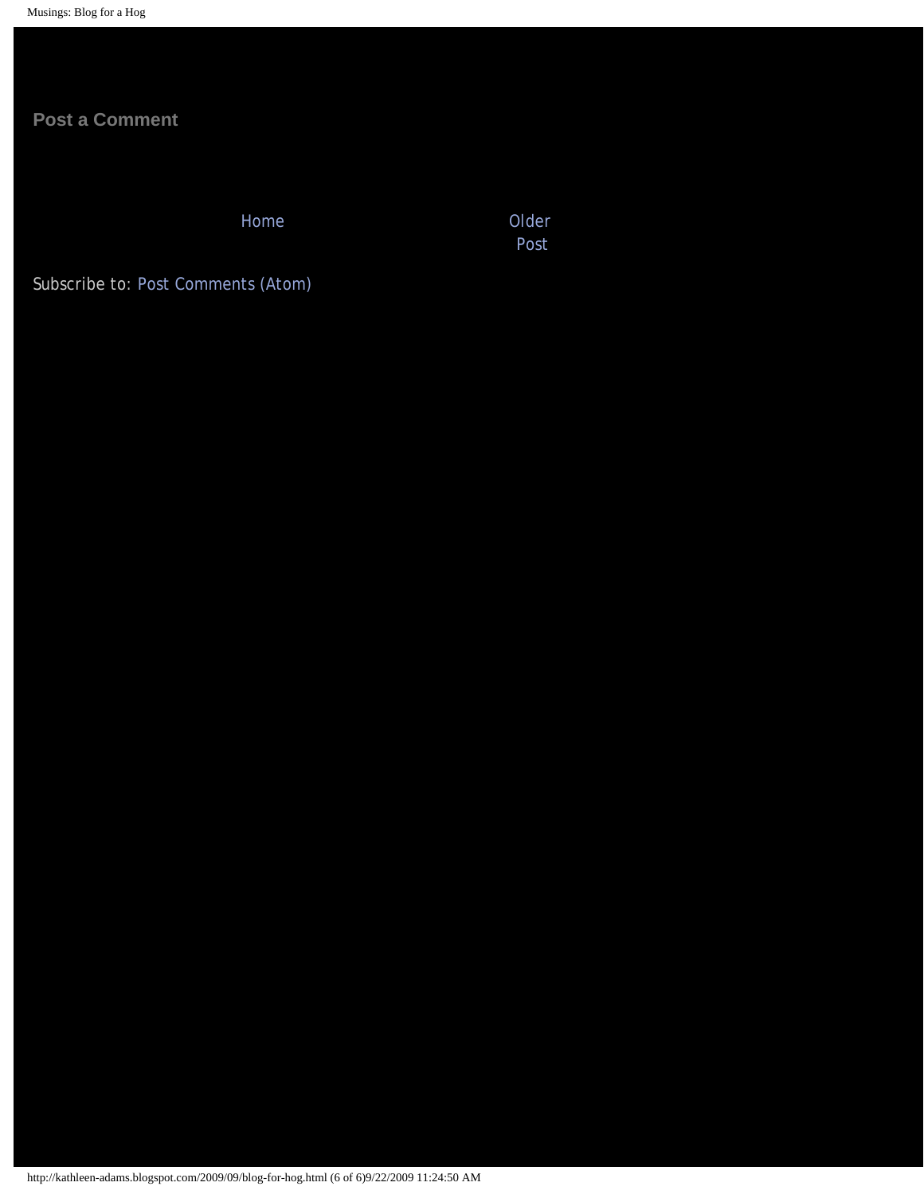## Post a Comment

Home

Older Post

Subscribe to: Post Comments (Atom)